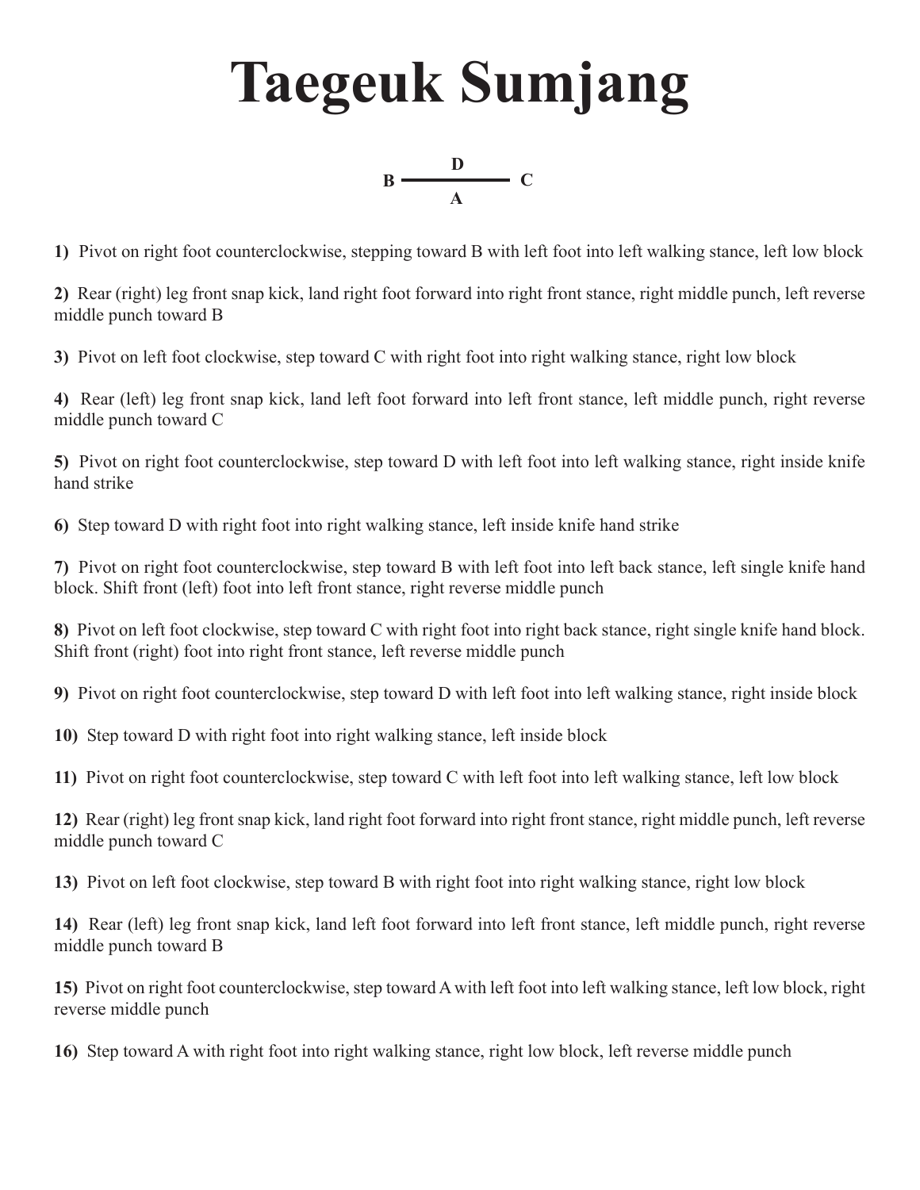# Taegeuk Sumjang

```
         D
B ───────────── C
         A
```

**1)** Pivot on right foot counterclockwise, stepping toward B with left foot into left walking stance, left low block

**2)** Rear (right) leg front snap kick, land right foot forward into right front stance, right middle punch, left reverse middle punch toward B

**3)** Pivot on left foot clockwise, step toward C with right foot into right walking stance, right low block

**4)** Rear (left) leg front snap kick, land left foot forward into left front stance, left middle punch, right reverse middle punch toward C

**5)** Pivot on right foot counterclockwise, step toward D with left foot into left walking stance, right inside knife hand strike

**6)** Step toward D with right foot into right walking stance, left inside knife hand strike

**7)** Pivot on right foot counterclockwise, step toward B with left foot into left back stance, left single knife hand block. Shift front (left) foot into left front stance, right reverse middle punch

**8)** Pivot on left foot clockwise, step toward C with right foot into right back stance, right single knife hand block. Shift front (right) foot into right front stance, left reverse middle punch

**9)** Pivot on right foot counterclockwise, step toward D with left foot into left walking stance, right inside block

**10)** Step toward D with right foot into right walking stance, left inside block

**11)** Pivot on right foot counterclockwise, step toward C with left foot into left walking stance, left low block

**12)** Rear (right) leg front snap kick, land right foot forward into right front stance, right middle punch, left reverse middle punch toward C

**13)** Pivot on left foot clockwise, step toward B with right foot into right walking stance, right low block

**14)** Rear (left) leg front snap kick, land left foot forward into left front stance, left middle punch, right reverse middle punch toward B

**15)** Pivot on right foot counterclockwise, step toward A with left foot into left walking stance, left low block, right reverse middle punch

**16)** Step toward A with right foot into right walking stance, right low block, left reverse middle punch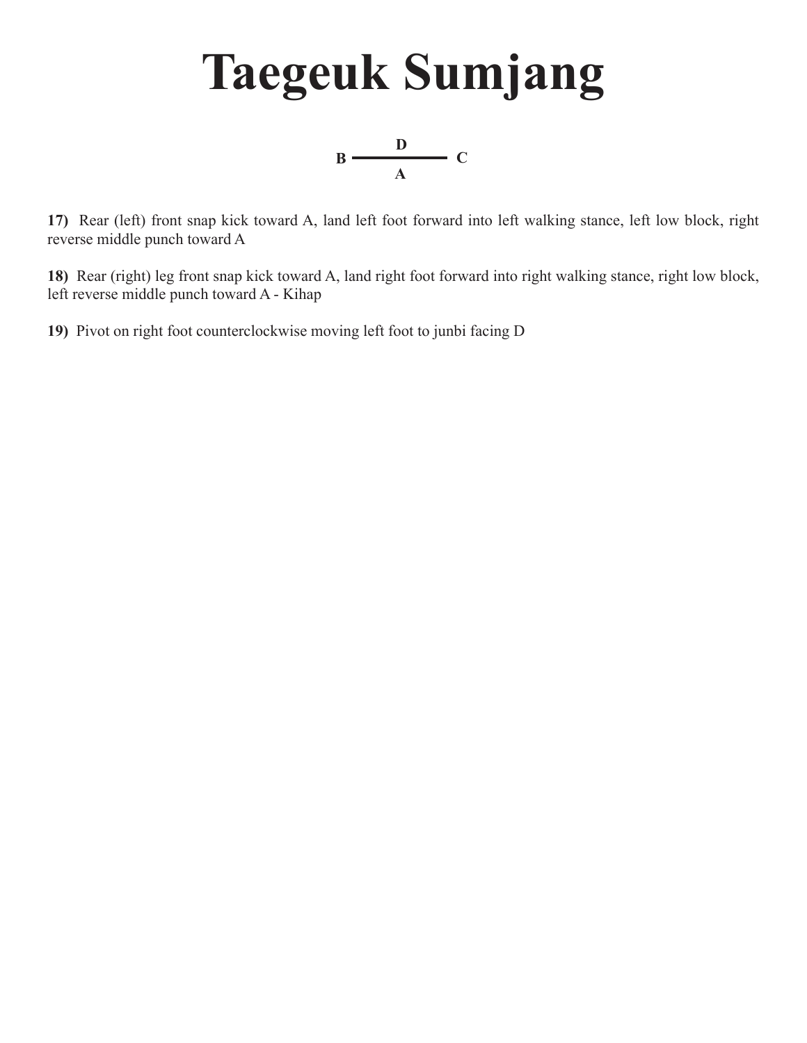# Taegeuk Sumjang

B — D / A — C

**17)** Rear (left) front snap kick toward A, land left foot forward into left walking stance, left low block, right reverse middle punch toward A

**18)** Rear (right) leg front snap kick toward A, land right foot forward into right walking stance, right low block, left reverse middle punch toward A - Kihap

**19)** Pivot on right foot counterclockwise moving left foot to junbi facing D